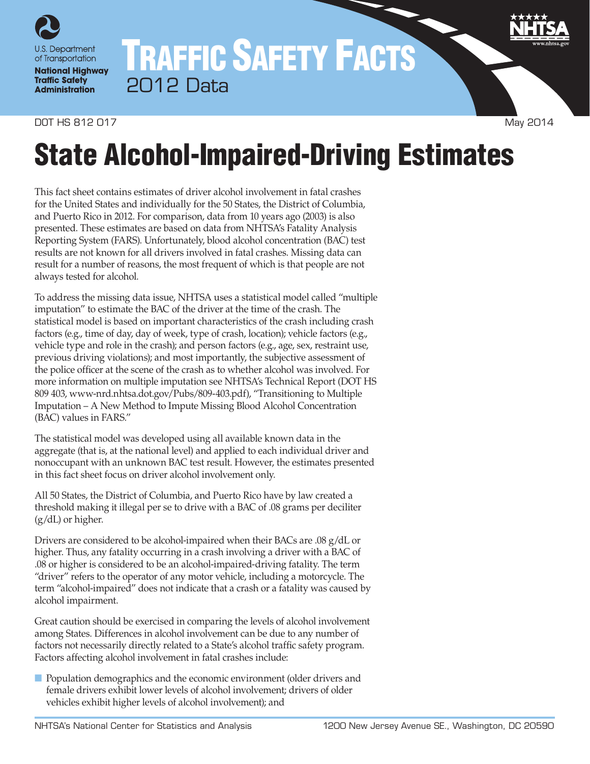U.S. Department of Transportation
**National Highway Traffic Safety Administration**

# TRAFFIC SAFETY FACTS
2012 Data

DOT HS 812 017 May 2014

# State Alcohol-Impaired-Driving Estimates

This fact sheet contains estimates of driver alcohol involvement in fatal crashes for the United States and individually for the 50 States, the District of Columbia, and Puerto Rico in 2012. For comparison, data from 10 years ago (2003) is also presented. These estimates are based on data from NHTSA's Fatality Analysis Reporting System (FARS). Unfortunately, blood alcohol concentration (BAC) test results are not known for all drivers involved in fatal crashes. Missing data can result for a number of reasons, the most frequent of which is that people are not always tested for alcohol.

To address the missing data issue, NHTSA uses a statistical model called "multiple imputation" to estimate the BAC of the driver at the time of the crash. The statistical model is based on important characteristics of the crash including crash factors (e.g., time of day, day of week, type of crash, location); vehicle factors (e.g., vehicle type and role in the crash); and person factors (e.g., age, sex, restraint use, previous driving violations); and most importantly, the subjective assessment of the police officer at the scene of the crash as to whether alcohol was involved. For more information on multiple imputation see NHTSA's Technical Report (DOT HS 809 403, www-nrd.nhtsa.dot.gov/Pubs/809-403.pdf), "Transitioning to Multiple Imputation – A New Method to Impute Missing Blood Alcohol Concentration (BAC) values in FARS."

The statistical model was developed using all available known data in the aggregate (that is, at the national level) and applied to each individual driver and nonoccupant with an unknown BAC test result. However, the estimates presented in this fact sheet focus on driver alcohol involvement only.

All 50 States, the District of Columbia, and Puerto Rico have by law created a threshold making it illegal per se to drive with a BAC of .08 grams per deciliter (g/dL) or higher.

Drivers are considered to be alcohol-impaired when their BACs are .08 g/dL or higher. Thus, any fatality occurring in a crash involving a driver with a BAC of .08 or higher is considered to be an alcohol-impaired-driving fatality. The term "driver" refers to the operator of any motor vehicle, including a motorcycle. The term "alcohol-impaired" does not indicate that a crash or a fatality was caused by alcohol impairment.

Great caution should be exercised in comparing the levels of alcohol involvement among States. Differences in alcohol involvement can be due to any number of factors not necessarily directly related to a State's alcohol traffic safety program. Factors affecting alcohol involvement in fatal crashes include:

- Population demographics and the economic environment (older drivers and female drivers exhibit lower levels of alcohol involvement; drivers of older vehicles exhibit higher levels of alcohol involvement); and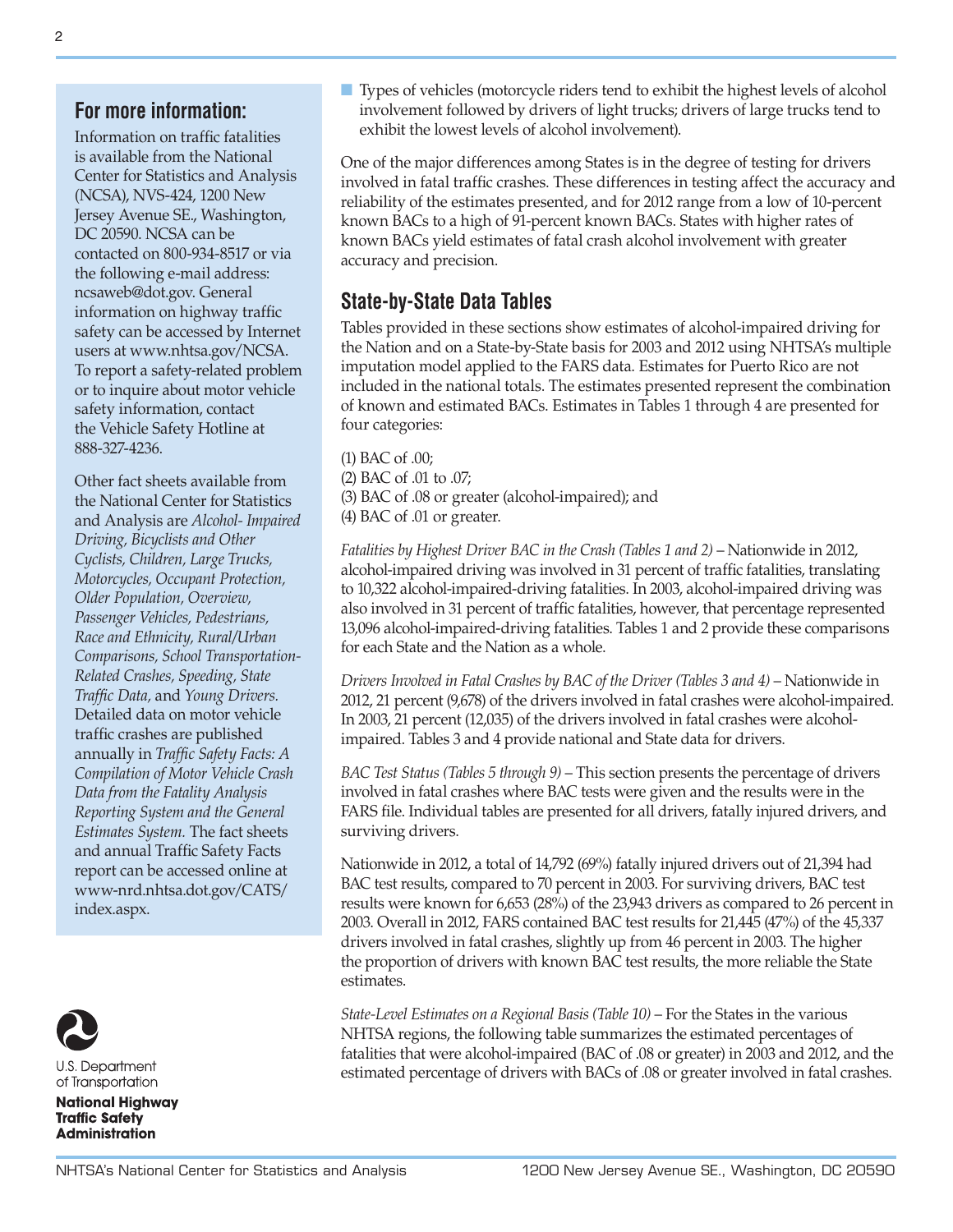## For more information:

Information on traffic fatalities is available from the National Center for Statistics and Analysis (NCSA), NVS-424, 1200 New Jersey Avenue SE., Washington, DC 20590. NCSA can be contacted on 800-934-8517 or via the following e-mail address: ncsaweb@dot.gov. General information on highway traffic safety can be accessed by Internet users at www.nhtsa.gov/NCSA. To report a safety-related problem or to inquire about motor vehicle safety information, contact the Vehicle Safety Hotline at 888-327-4236.

Other fact sheets available from the National Center for Statistics and Analysis are *Alcohol- Impaired Driving, Bicyclists and Other Cyclists, Children, Large Trucks, Motorcycles, Occupant Protection, Older Population, Overview, Passenger Vehicles, Pedestrians, Race and Ethnicity, Rural/Urban Comparisons, School Transportation-Related Crashes, Speeding, State Traffic Data,* and *Young Drivers.* Detailed data on motor vehicle traffic crashes are published annually in *Traffic Safety Facts: A Compilation of Motor Vehicle Crash Data from the Fatality Analysis Reporting System and the General Estimates System.* The fact sheets and annual Traffic Safety Facts report can be accessed online at www-nrd.nhtsa.dot.gov/CATS/index.aspx.

U.S. Department of Transportation

**National Highway Traffic Safety Administration**

- Types of vehicles (motorcycle riders tend to exhibit the highest levels of alcohol involvement followed by drivers of light trucks; drivers of large trucks tend to exhibit the lowest levels of alcohol involvement).

One of the major differences among States is in the degree of testing for drivers involved in fatal traffic crashes. These differences in testing affect the accuracy and reliability of the estimates presented, and for 2012 range from a low of 10-percent known BACs to a high of 91-percent known BACs. States with higher rates of known BACs yield estimates of fatal crash alcohol involvement with greater accuracy and precision.

## State-by-State Data Tables

Tables provided in these sections show estimates of alcohol-impaired driving for the Nation and on a State-by-State basis for 2003 and 2012 using NHTSA's multiple imputation model applied to the FARS data. Estimates for Puerto Rico are not included in the national totals. The estimates presented represent the combination of known and estimated BACs. Estimates in Tables 1 through 4 are presented for four categories:

(1) BAC of .00;
(2) BAC of .01 to .07;
(3) BAC of .08 or greater (alcohol-impaired); and
(4) BAC of .01 or greater.

*Fatalities by Highest Driver BAC in the Crash (Tables 1 and 2)* – Nationwide in 2012, alcohol-impaired driving was involved in 31 percent of traffic fatalities, translating to 10,322 alcohol-impaired-driving fatalities. In 2003, alcohol-impaired driving was also involved in 31 percent of traffic fatalities, however, that percentage represented 13,096 alcohol-impaired-driving fatalities. Tables 1 and 2 provide these comparisons for each State and the Nation as a whole.

*Drivers Involved in Fatal Crashes by BAC of the Driver (Tables 3 and 4)* – Nationwide in 2012, 21 percent (9,678) of the drivers involved in fatal crashes were alcohol-impaired. In 2003, 21 percent (12,035) of the drivers involved in fatal crashes were alcohol-impaired. Tables 3 and 4 provide national and State data for drivers.

*BAC Test Status (Tables 5 through 9)* – This section presents the percentage of drivers involved in fatal crashes where BAC tests were given and the results were in the FARS file. Individual tables are presented for all drivers, fatally injured drivers, and surviving drivers.

Nationwide in 2012, a total of 14,792 (69%) fatally injured drivers out of 21,394 had BAC test results, compared to 70 percent in 2003. For surviving drivers, BAC test results were known for 6,653 (28%) of the 23,943 drivers as compared to 26 percent in 2003. Overall in 2012, FARS contained BAC test results for 21,445 (47%) of the 45,337 drivers involved in fatal crashes, slightly up from 46 percent in 2003. The higher the proportion of drivers with known BAC test results, the more reliable the State estimates.

*State-Level Estimates on a Regional Basis (Table 10)* – For the States in the various NHTSA regions, the following table summarizes the estimated percentages of fatalities that were alcohol-impaired (BAC of .08 or greater) in 2003 and 2012, and the estimated percentage of drivers with BACs of .08 or greater involved in fatal crashes.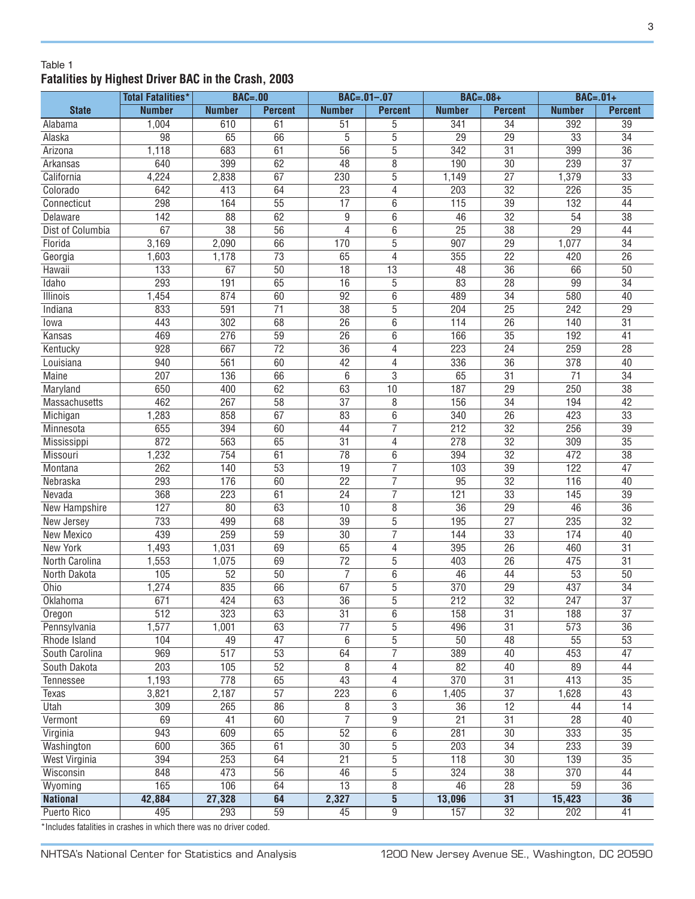Table 1

**Fatalities by Highest Driver BAC in the Crash, 2003**

| | Total Fatalities* | BAC=.00 | | BAC=.01–.07 | | BAC=.08+ | | BAC=.01+ | |
|---|---|---|---|---|---|---|---|---|---|
| **State** | **Number** | **Number** | **Percent** | **Number** | **Percent** | **Number** | **Percent** | **Number** | **Percent** |
| Alabama | 1,004 | 610 | 61 | 51 | 5 | 341 | 34 | 392 | 39 |
| Alaska | 98 | 65 | 66 | 5 | 5 | 29 | 29 | 33 | 34 |
| Arizona | 1,118 | 683 | 61 | 56 | 5 | 342 | 31 | 399 | 36 |
| Arkansas | 640 | 399 | 62 | 48 | 8 | 190 | 30 | 239 | 37 |
| California | 4,224 | 2,838 | 67 | 230 | 5 | 1,149 | 27 | 1,379 | 33 |
| Colorado | 642 | 413 | 64 | 23 | 4 | 203 | 32 | 226 | 35 |
| Connecticut | 298 | 164 | 55 | 17 | 6 | 115 | 39 | 132 | 44 |
| Delaware | 142 | 88 | 62 | 9 | 6 | 46 | 32 | 54 | 38 |
| Dist of Columbia | 67 | 38 | 56 | 4 | 6 | 25 | 38 | 29 | 44 |
| Florida | 3,169 | 2,090 | 66 | 170 | 5 | 907 | 29 | 1,077 | 34 |
| Georgia | 1,603 | 1,178 | 73 | 65 | 4 | 355 | 22 | 420 | 26 |
| Hawaii | 133 | 67 | 50 | 18 | 13 | 48 | 36 | 66 | 50 |
| Idaho | 293 | 191 | 65 | 16 | 5 | 83 | 28 | 99 | 34 |
| Illinois | 1,454 | 874 | 60 | 92 | 6 | 489 | 34 | 580 | 40 |
| Indiana | 833 | 591 | 71 | 38 | 5 | 204 | 25 | 242 | 29 |
| Iowa | 443 | 302 | 68 | 26 | 6 | 114 | 26 | 140 | 31 |
| Kansas | 469 | 276 | 59 | 26 | 6 | 166 | 35 | 192 | 41 |
| Kentucky | 928 | 667 | 72 | 36 | 4 | 223 | 24 | 259 | 28 |
| Louisiana | 940 | 561 | 60 | 42 | 4 | 336 | 36 | 378 | 40 |
| Maine | 207 | 136 | 66 | 6 | 3 | 65 | 31 | 71 | 34 |
| Maryland | 650 | 400 | 62 | 63 | 10 | 187 | 29 | 250 | 38 |
| Massachusetts | 462 | 267 | 58 | 37 | 8 | 156 | 34 | 194 | 42 |
| Michigan | 1,283 | 858 | 67 | 83 | 6 | 340 | 26 | 423 | 33 |
| Minnesota | 655 | 394 | 60 | 44 | 7 | 212 | 32 | 256 | 39 |
| Mississippi | 872 | 563 | 65 | 31 | 4 | 278 | 32 | 309 | 35 |
| Missouri | 1,232 | 754 | 61 | 78 | 6 | 394 | 32 | 472 | 38 |
| Montana | 262 | 140 | 53 | 19 | 7 | 103 | 39 | 122 | 47 |
| Nebraska | 293 | 176 | 60 | 22 | 7 | 95 | 32 | 116 | 40 |
| Nevada | 368 | 223 | 61 | 24 | 7 | 121 | 33 | 145 | 39 |
| New Hampshire | 127 | 80 | 63 | 10 | 8 | 36 | 29 | 46 | 36 |
| New Jersey | 733 | 499 | 68 | 39 | 5 | 195 | 27 | 235 | 32 |
| New Mexico | 439 | 259 | 59 | 30 | 7 | 144 | 33 | 174 | 40 |
| New York | 1,493 | 1,031 | 69 | 65 | 4 | 395 | 26 | 460 | 31 |
| North Carolina | 1,553 | 1,075 | 69 | 72 | 5 | 403 | 26 | 475 | 31 |
| North Dakota | 105 | 52 | 50 | 7 | 6 | 46 | 44 | 53 | 50 |
| Ohio | 1,274 | 835 | 66 | 67 | 5 | 370 | 29 | 437 | 34 |
| Oklahoma | 671 | 424 | 63 | 36 | 5 | 212 | 32 | 247 | 37 |
| Oregon | 512 | 323 | 63 | 31 | 6 | 158 | 31 | 188 | 37 |
| Pennsylvania | 1,577 | 1,001 | 63 | 77 | 5 | 496 | 31 | 573 | 36 |
| Rhode Island | 104 | 49 | 47 | 6 | 5 | 50 | 48 | 55 | 53 |
| South Carolina | 969 | 517 | 53 | 64 | 7 | 389 | 40 | 453 | 47 |
| South Dakota | 203 | 105 | 52 | 8 | 4 | 82 | 40 | 89 | 44 |
| Tennessee | 1,193 | 778 | 65 | 43 | 4 | 370 | 31 | 413 | 35 |
| Texas | 3,821 | 2,187 | 57 | 223 | 6 | 1,405 | 37 | 1,628 | 43 |
| Utah | 309 | 265 | 86 | 8 | 3 | 36 | 12 | 44 | 14 |
| Vermont | 69 | 41 | 60 | 7 | 9 | 21 | 31 | 28 | 40 |
| Virginia | 943 | 609 | 65 | 52 | 6 | 281 | 30 | 333 | 35 |
| Washington | 600 | 365 | 61 | 30 | 5 | 203 | 34 | 233 | 39 |
| West Virginia | 394 | 253 | 64 | 21 | 5 | 118 | 30 | 139 | 35 |
| Wisconsin | 848 | 473 | 56 | 46 | 5 | 324 | 38 | 370 | 44 |
| Wyoming | 165 | 106 | 64 | 13 | 8 | 46 | 28 | 59 | 36 |
| **National** | **42,884** | **27,328** | **64** | **2,327** | **5** | **13,096** | **31** | **15,423** | **36** |
| Puerto Rico | 495 | 293 | 59 | 45 | 9 | 157 | 32 | 202 | 41 |

*Includes fatalities in crashes in which there was no driver coded.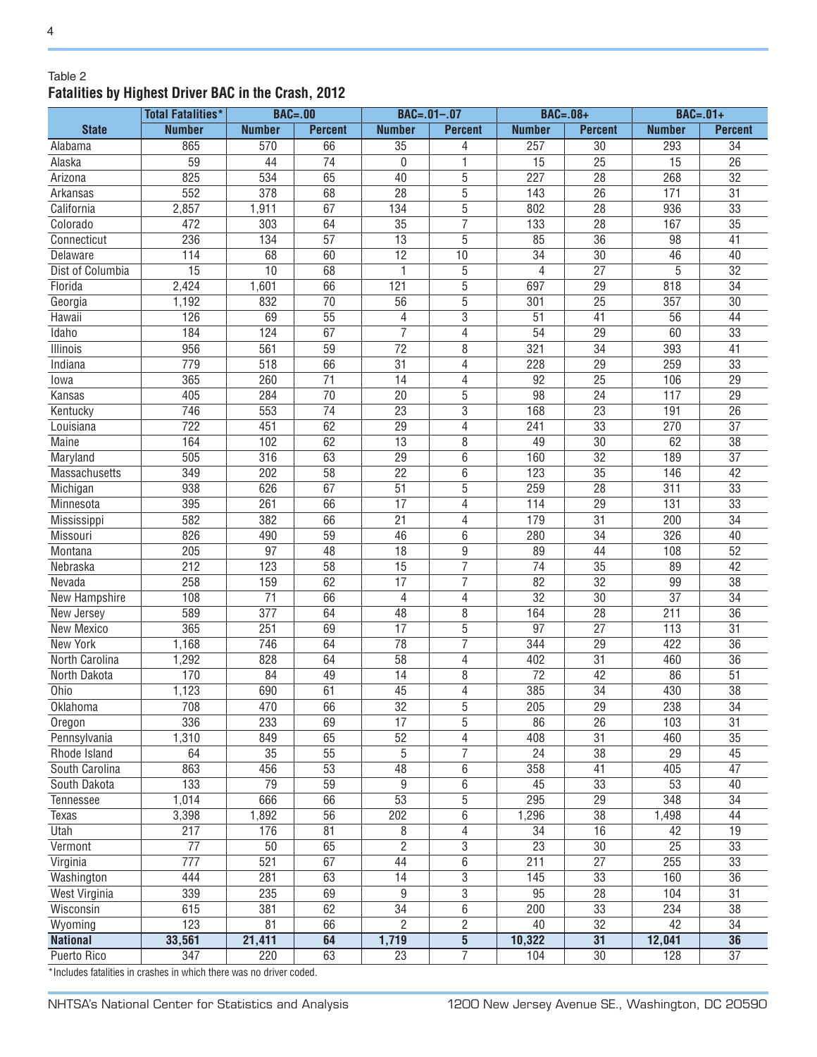Table 2

**Fatalities by Highest Driver BAC in the Crash, 2012**

| | Total Fatalities* | BAC=.00 | | BAC=.01–.07 | | BAC=.08+ | | BAC=.01+ | |
|---|---|---|---|---|---|---|---|---|---|
| **State** | **Number** | **Number** | **Percent** | **Number** | **Percent** | **Number** | **Percent** | **Number** | **Percent** |
| Alabama | 865 | 570 | 66 | 35 | 4 | 257 | 30 | 293 | 34 |
| Alaska | 59 | 44 | 74 | 0 | 1 | 15 | 25 | 15 | 26 |
| Arizona | 825 | 534 | 65 | 40 | 5 | 227 | 28 | 268 | 32 |
| Arkansas | 552 | 378 | 68 | 28 | 5 | 143 | 26 | 171 | 31 |
| California | 2,857 | 1,911 | 67 | 134 | 5 | 802 | 28 | 936 | 33 |
| Colorado | 472 | 303 | 64 | 35 | 7 | 133 | 28 | 167 | 35 |
| Connecticut | 236 | 134 | 57 | 13 | 5 | 85 | 36 | 98 | 41 |
| Delaware | 114 | 68 | 60 | 12 | 10 | 34 | 30 | 46 | 40 |
| Dist of Columbia | 15 | 10 | 68 | 1 | 5 | 4 | 27 | 5 | 32 |
| Florida | 2,424 | 1,601 | 66 | 121 | 5 | 697 | 29 | 818 | 34 |
| Georgia | 1,192 | 832 | 70 | 56 | 5 | 301 | 25 | 357 | 30 |
| Hawaii | 126 | 69 | 55 | 4 | 3 | 51 | 41 | 56 | 44 |
| Idaho | 184 | 124 | 67 | 7 | 4 | 54 | 29 | 60 | 33 |
| Illinois | 956 | 561 | 59 | 72 | 8 | 321 | 34 | 393 | 41 |
| Indiana | 779 | 518 | 66 | 31 | 4 | 228 | 29 | 259 | 33 |
| Iowa | 365 | 260 | 71 | 14 | 4 | 92 | 25 | 106 | 29 |
| Kansas | 405 | 284 | 70 | 20 | 5 | 98 | 24 | 117 | 29 |
| Kentucky | 746 | 553 | 74 | 23 | 3 | 168 | 23 | 191 | 26 |
| Louisiana | 722 | 451 | 62 | 29 | 4 | 241 | 33 | 270 | 37 |
| Maine | 164 | 102 | 62 | 13 | 8 | 49 | 30 | 62 | 38 |
| Maryland | 505 | 316 | 63 | 29 | 6 | 160 | 32 | 189 | 37 |
| Massachusetts | 349 | 202 | 58 | 22 | 6 | 123 | 35 | 146 | 42 |
| Michigan | 938 | 626 | 67 | 51 | 5 | 259 | 28 | 311 | 33 |
| Minnesota | 395 | 261 | 66 | 17 | 4 | 114 | 29 | 131 | 33 |
| Mississippi | 582 | 382 | 66 | 21 | 4 | 179 | 31 | 200 | 34 |
| Missouri | 826 | 490 | 59 | 46 | 6 | 280 | 34 | 326 | 40 |
| Montana | 205 | 97 | 48 | 18 | 9 | 89 | 44 | 108 | 52 |
| Nebraska | 212 | 123 | 58 | 15 | 7 | 74 | 35 | 89 | 42 |
| Nevada | 258 | 159 | 62 | 17 | 7 | 82 | 32 | 99 | 38 |
| New Hampshire | 108 | 71 | 66 | 4 | 4 | 32 | 30 | 37 | 34 |
| New Jersey | 589 | 377 | 64 | 48 | 8 | 164 | 28 | 211 | 36 |
| New Mexico | 365 | 251 | 69 | 17 | 5 | 97 | 27 | 113 | 31 |
| New York | 1,168 | 746 | 64 | 78 | 7 | 344 | 29 | 422 | 36 |
| North Carolina | 1,292 | 828 | 64 | 58 | 4 | 402 | 31 | 460 | 36 |
| North Dakota | 170 | 84 | 49 | 14 | 8 | 72 | 42 | 86 | 51 |
| Ohio | 1,123 | 690 | 61 | 45 | 4 | 385 | 34 | 430 | 38 |
| Oklahoma | 708 | 470 | 66 | 32 | 5 | 205 | 29 | 238 | 34 |
| Oregon | 336 | 233 | 69 | 17 | 5 | 86 | 26 | 103 | 31 |
| Pennsylvania | 1,310 | 849 | 65 | 52 | 4 | 408 | 31 | 460 | 35 |
| Rhode Island | 64 | 35 | 55 | 5 | 7 | 24 | 38 | 29 | 45 |
| South Carolina | 863 | 456 | 53 | 48 | 6 | 358 | 41 | 405 | 47 |
| South Dakota | 133 | 79 | 59 | 9 | 6 | 45 | 33 | 53 | 40 |
| Tennessee | 1,014 | 666 | 66 | 53 | 5 | 295 | 29 | 348 | 34 |
| Texas | 3,398 | 1,892 | 56 | 202 | 6 | 1,296 | 38 | 1,498 | 44 |
| Utah | 217 | 176 | 81 | 8 | 4 | 34 | 16 | 42 | 19 |
| Vermont | 77 | 50 | 65 | 2 | 3 | 23 | 30 | 25 | 33 |
| Virginia | 777 | 521 | 67 | 44 | 6 | 211 | 27 | 255 | 33 |
| Washington | 444 | 281 | 63 | 14 | 3 | 145 | 33 | 160 | 36 |
| West Virginia | 339 | 235 | 69 | 9 | 3 | 95 | 28 | 104 | 31 |
| Wisconsin | 615 | 381 | 62 | 34 | 6 | 200 | 33 | 234 | 38 |
| Wyoming | 123 | 81 | 66 | 2 | 2 | 40 | 32 | 42 | 34 |
| **National** | **33,561** | **21,411** | **64** | **1,719** | **5** | **10,322** | **31** | **12,041** | **36** |
| Puerto Rico | 347 | 220 | 63 | 23 | 7 | 104 | 30 | 128 | 37 |

*Includes fatalities in crashes in which there was no driver coded.

NHTSA's National Center for Statistics and Analysis 1200 New Jersey Avenue SE., Washington, DC 20590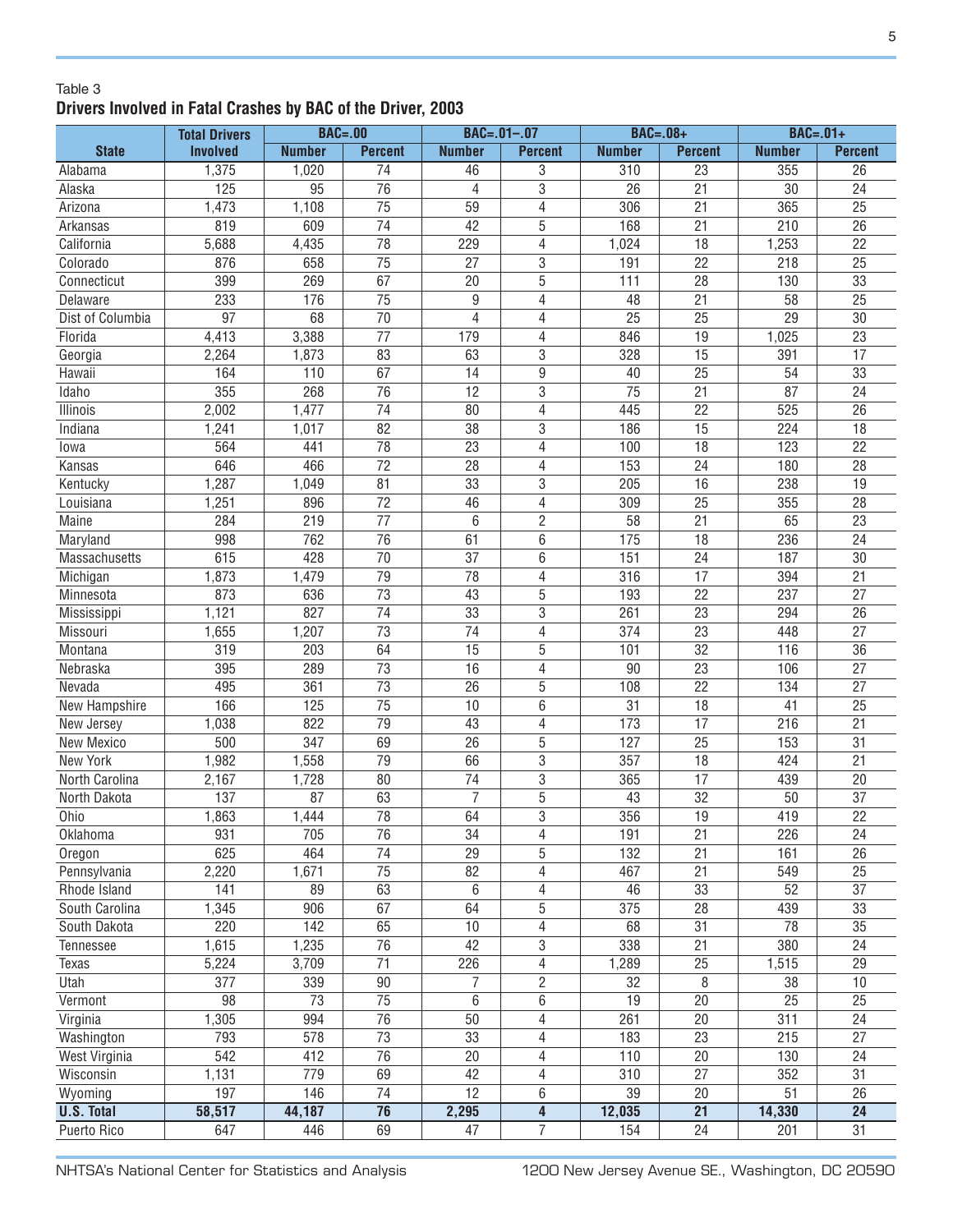Table 3

**Drivers Involved in Fatal Crashes by BAC of the Driver, 2003**

| State | Total Drivers Involved | BAC=.00 | | BAC=.01–.07 | | BAC=.08+ | | BAC=.01+ | |
|---|---|---|---|---|---|---|---|---|---|
| | | Number | Percent | Number | Percent | Number | Percent | Number | Percent |
| Alabama | 1,375 | 1,020 | 74 | 46 | 3 | 310 | 23 | 355 | 26 |
| Alaska | 125 | 95 | 76 | 4 | 3 | 26 | 21 | 30 | 24 |
| Arizona | 1,473 | 1,108 | 75 | 59 | 4 | 306 | 21 | 365 | 25 |
| Arkansas | 819 | 609 | 74 | 42 | 5 | 168 | 21 | 210 | 26 |
| California | 5,688 | 4,435 | 78 | 229 | 4 | 1,024 | 18 | 1,253 | 22 |
| Colorado | 876 | 658 | 75 | 27 | 3 | 191 | 22 | 218 | 25 |
| Connecticut | 399 | 269 | 67 | 20 | 5 | 111 | 28 | 130 | 33 |
| Delaware | 233 | 176 | 75 | 9 | 4 | 48 | 21 | 58 | 25 |
| Dist of Columbia | 97 | 68 | 70 | 4 | 4 | 25 | 25 | 29 | 30 |
| Florida | 4,413 | 3,388 | 77 | 179 | 4 | 846 | 19 | 1,025 | 23 |
| Georgia | 2,264 | 1,873 | 83 | 63 | 3 | 328 | 15 | 391 | 17 |
| Hawaii | 164 | 110 | 67 | 14 | 9 | 40 | 25 | 54 | 33 |
| Idaho | 355 | 268 | 76 | 12 | 3 | 75 | 21 | 87 | 24 |
| Illinois | 2,002 | 1,477 | 74 | 80 | 4 | 445 | 22 | 525 | 26 |
| Indiana | 1,241 | 1,017 | 82 | 38 | 3 | 186 | 15 | 224 | 18 |
| Iowa | 564 | 441 | 78 | 23 | 4 | 100 | 18 | 123 | 22 |
| Kansas | 646 | 466 | 72 | 28 | 4 | 153 | 24 | 180 | 28 |
| Kentucky | 1,287 | 1,049 | 81 | 33 | 3 | 205 | 16 | 238 | 19 |
| Louisiana | 1,251 | 896 | 72 | 46 | 4 | 309 | 25 | 355 | 28 |
| Maine | 284 | 219 | 77 | 6 | 2 | 58 | 21 | 65 | 23 |
| Maryland | 998 | 762 | 76 | 61 | 6 | 175 | 18 | 236 | 24 |
| Massachusetts | 615 | 428 | 70 | 37 | 6 | 151 | 24 | 187 | 30 |
| Michigan | 1,873 | 1,479 | 79 | 78 | 4 | 316 | 17 | 394 | 21 |
| Minnesota | 873 | 636 | 73 | 43 | 5 | 193 | 22 | 237 | 27 |
| Mississippi | 1,121 | 827 | 74 | 33 | 3 | 261 | 23 | 294 | 26 |
| Missouri | 1,655 | 1,207 | 73 | 74 | 4 | 374 | 23 | 448 | 27 |
| Montana | 319 | 203 | 64 | 15 | 5 | 101 | 32 | 116 | 36 |
| Nebraska | 395 | 289 | 73 | 16 | 4 | 90 | 23 | 106 | 27 |
| Nevada | 495 | 361 | 73 | 26 | 5 | 108 | 22 | 134 | 27 |
| New Hampshire | 166 | 125 | 75 | 10 | 6 | 31 | 18 | 41 | 25 |
| New Jersey | 1,038 | 822 | 79 | 43 | 4 | 173 | 17 | 216 | 21 |
| New Mexico | 500 | 347 | 69 | 26 | 5 | 127 | 25 | 153 | 31 |
| New York | 1,982 | 1,558 | 79 | 66 | 3 | 357 | 18 | 424 | 21 |
| North Carolina | 2,167 | 1,728 | 80 | 74 | 3 | 365 | 17 | 439 | 20 |
| North Dakota | 137 | 87 | 63 | 7 | 5 | 43 | 32 | 50 | 37 |
| Ohio | 1,863 | 1,444 | 78 | 64 | 3 | 356 | 19 | 419 | 22 |
| Oklahoma | 931 | 705 | 76 | 34 | 4 | 191 | 21 | 226 | 24 |
| Oregon | 625 | 464 | 74 | 29 | 5 | 132 | 21 | 161 | 26 |
| Pennsylvania | 2,220 | 1,671 | 75 | 82 | 4 | 467 | 21 | 549 | 25 |
| Rhode Island | 141 | 89 | 63 | 6 | 4 | 46 | 33 | 52 | 37 |
| South Carolina | 1,345 | 906 | 67 | 64 | 5 | 375 | 28 | 439 | 33 |
| South Dakota | 220 | 142 | 65 | 10 | 4 | 68 | 31 | 78 | 35 |
| Tennessee | 1,615 | 1,235 | 76 | 42 | 3 | 338 | 21 | 380 | 24 |
| Texas | 5,224 | 3,709 | 71 | 226 | 4 | 1,289 | 25 | 1,515 | 29 |
| Utah | 377 | 339 | 90 | 7 | 2 | 32 | 8 | 38 | 10 |
| Vermont | 98 | 73 | 75 | 6 | 6 | 19 | 20 | 25 | 25 |
| Virginia | 1,305 | 994 | 76 | 50 | 4 | 261 | 20 | 311 | 24 |
| Washington | 793 | 578 | 73 | 33 | 4 | 183 | 23 | 215 | 27 |
| West Virginia | 542 | 412 | 76 | 20 | 4 | 110 | 20 | 130 | 24 |
| Wisconsin | 1,131 | 779 | 69 | 42 | 4 | 310 | 27 | 352 | 31 |
| Wyoming | 197 | 146 | 74 | 12 | 6 | 39 | 20 | 51 | 26 |
| **U.S. Total** | **58,517** | **44,187** | **76** | **2,295** | **4** | **12,035** | **21** | **14,330** | **24** |
| Puerto Rico | 647 | 446 | 69 | 47 | 7 | 154 | 24 | 201 | 31 |

NHTSA's National Center for Statistics and Analysis 1200 New Jersey Avenue SE., Washington, DC 20590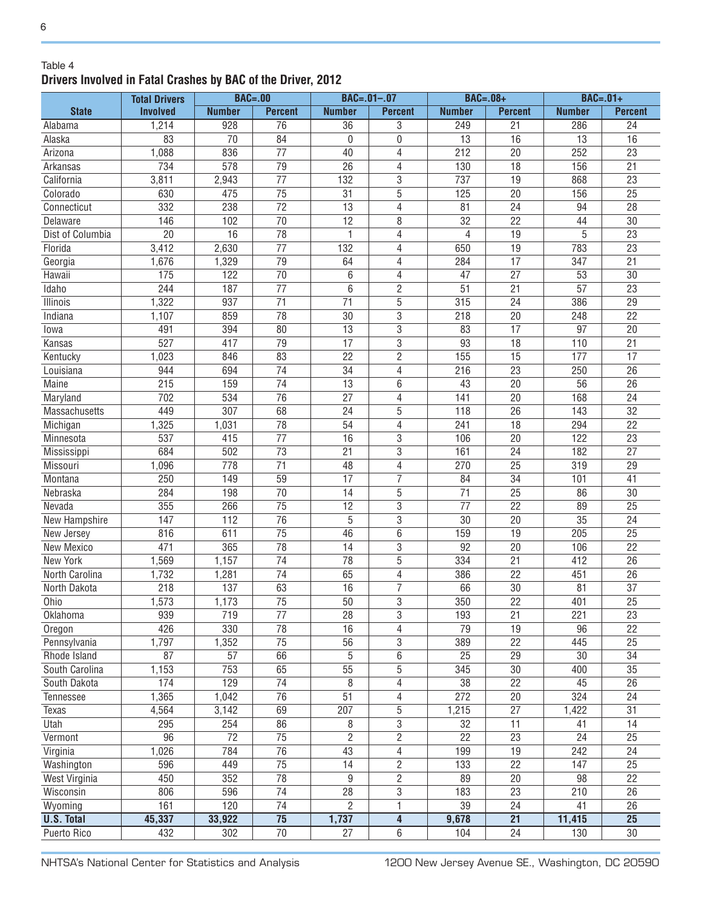Table 4

**Drivers Involved in Fatal Crashes by BAC of the Driver, 2012**

| State | Total Drivers Involved | BAC=.00 | | BAC=.01–.07 | | BAC=.08+ | | BAC=.01+ | |
|---|---|---|---|---|---|---|---|---|---|
| | | Number | Percent | Number | Percent | Number | Percent | Number | Percent |
| Alabama | 1,214 | 928 | 76 | 36 | 3 | 249 | 21 | 286 | 24 |
| Alaska | 83 | 70 | 84 | 0 | 0 | 13 | 16 | 13 | 16 |
| Arizona | 1,088 | 836 | 77 | 40 | 4 | 212 | 20 | 252 | 23 |
| Arkansas | 734 | 578 | 79 | 26 | 4 | 130 | 18 | 156 | 21 |
| California | 3,811 | 2,943 | 77 | 132 | 3 | 737 | 19 | 868 | 23 |
| Colorado | 630 | 475 | 75 | 31 | 5 | 125 | 20 | 156 | 25 |
| Connecticut | 332 | 238 | 72 | 13 | 4 | 81 | 24 | 94 | 28 |
| Delaware | 146 | 102 | 70 | 12 | 8 | 32 | 22 | 44 | 30 |
| Dist of Columbia | 20 | 16 | 78 | 1 | 4 | 4 | 19 | 5 | 23 |
| Florida | 3,412 | 2,630 | 77 | 132 | 4 | 650 | 19 | 783 | 23 |
| Georgia | 1,676 | 1,329 | 79 | 64 | 4 | 284 | 17 | 347 | 21 |
| Hawaii | 175 | 122 | 70 | 6 | 4 | 47 | 27 | 53 | 30 |
| Idaho | 244 | 187 | 77 | 6 | 2 | 51 | 21 | 57 | 23 |
| Illinois | 1,322 | 937 | 71 | 71 | 5 | 315 | 24 | 386 | 29 |
| Indiana | 1,107 | 859 | 78 | 30 | 3 | 218 | 20 | 248 | 22 |
| Iowa | 491 | 394 | 80 | 13 | 3 | 83 | 17 | 97 | 20 |
| Kansas | 527 | 417 | 79 | 17 | 3 | 93 | 18 | 110 | 21 |
| Kentucky | 1,023 | 846 | 83 | 22 | 2 | 155 | 15 | 177 | 17 |
| Louisiana | 944 | 694 | 74 | 34 | 4 | 216 | 23 | 250 | 26 |
| Maine | 215 | 159 | 74 | 13 | 6 | 43 | 20 | 56 | 26 |
| Maryland | 702 | 534 | 76 | 27 | 4 | 141 | 20 | 168 | 24 |
| Massachusetts | 449 | 307 | 68 | 24 | 5 | 118 | 26 | 143 | 32 |
| Michigan | 1,325 | 1,031 | 78 | 54 | 4 | 241 | 18 | 294 | 22 |
| Minnesota | 537 | 415 | 77 | 16 | 3 | 106 | 20 | 122 | 23 |
| Mississippi | 684 | 502 | 73 | 21 | 3 | 161 | 24 | 182 | 27 |
| Missouri | 1,096 | 778 | 71 | 48 | 4 | 270 | 25 | 319 | 29 |
| Montana | 250 | 149 | 59 | 17 | 7 | 84 | 34 | 101 | 41 |
| Nebraska | 284 | 198 | 70 | 14 | 5 | 71 | 25 | 86 | 30 |
| Nevada | 355 | 266 | 75 | 12 | 3 | 77 | 22 | 89 | 25 |
| New Hampshire | 147 | 112 | 76 | 5 | 3 | 30 | 20 | 35 | 24 |
| New Jersey | 816 | 611 | 75 | 46 | 6 | 159 | 19 | 205 | 25 |
| New Mexico | 471 | 365 | 78 | 14 | 3 | 92 | 20 | 106 | 22 |
| New York | 1,569 | 1,157 | 74 | 78 | 5 | 334 | 21 | 412 | 26 |
| North Carolina | 1,732 | 1,281 | 74 | 65 | 4 | 386 | 22 | 451 | 26 |
| North Dakota | 218 | 137 | 63 | 16 | 7 | 66 | 30 | 81 | 37 |
| Ohio | 1,573 | 1,173 | 75 | 50 | 3 | 350 | 22 | 401 | 25 |
| Oklahoma | 939 | 719 | 77 | 28 | 3 | 193 | 21 | 221 | 23 |
| Oregon | 426 | 330 | 78 | 16 | 4 | 79 | 19 | 96 | 22 |
| Pennsylvania | 1,797 | 1,352 | 75 | 56 | 3 | 389 | 22 | 445 | 25 |
| Rhode Island | 87 | 57 | 66 | 5 | 6 | 25 | 29 | 30 | 34 |
| South Carolina | 1,153 | 753 | 65 | 55 | 5 | 345 | 30 | 400 | 35 |
| South Dakota | 174 | 129 | 74 | 8 | 4 | 38 | 22 | 45 | 26 |
| Tennessee | 1,365 | 1,042 | 76 | 51 | 4 | 272 | 20 | 324 | 24 |
| Texas | 4,564 | 3,142 | 69 | 207 | 5 | 1,215 | 27 | 1,422 | 31 |
| Utah | 295 | 254 | 86 | 8 | 3 | 32 | 11 | 41 | 14 |
| Vermont | 96 | 72 | 75 | 2 | 2 | 22 | 23 | 24 | 25 |
| Virginia | 1,026 | 784 | 76 | 43 | 4 | 199 | 19 | 242 | 24 |
| Washington | 596 | 449 | 75 | 14 | 2 | 133 | 22 | 147 | 25 |
| West Virginia | 450 | 352 | 78 | 9 | 2 | 89 | 20 | 98 | 22 |
| Wisconsin | 806 | 596 | 74 | 28 | 3 | 183 | 23 | 210 | 26 |
| Wyoming | 161 | 120 | 74 | 2 | 1 | 39 | 24 | 41 | 26 |
| **U.S. Total** | **45,337** | **33,922** | **75** | **1,737** | **4** | **9,678** | **21** | **11,415** | **25** |
| Puerto Rico | 432 | 302 | 70 | 27 | 6 | 104 | 24 | 130 | 30 |

NHTSA's National Center for Statistics and Analysis 1200 New Jersey Avenue SE., Washington, DC 20590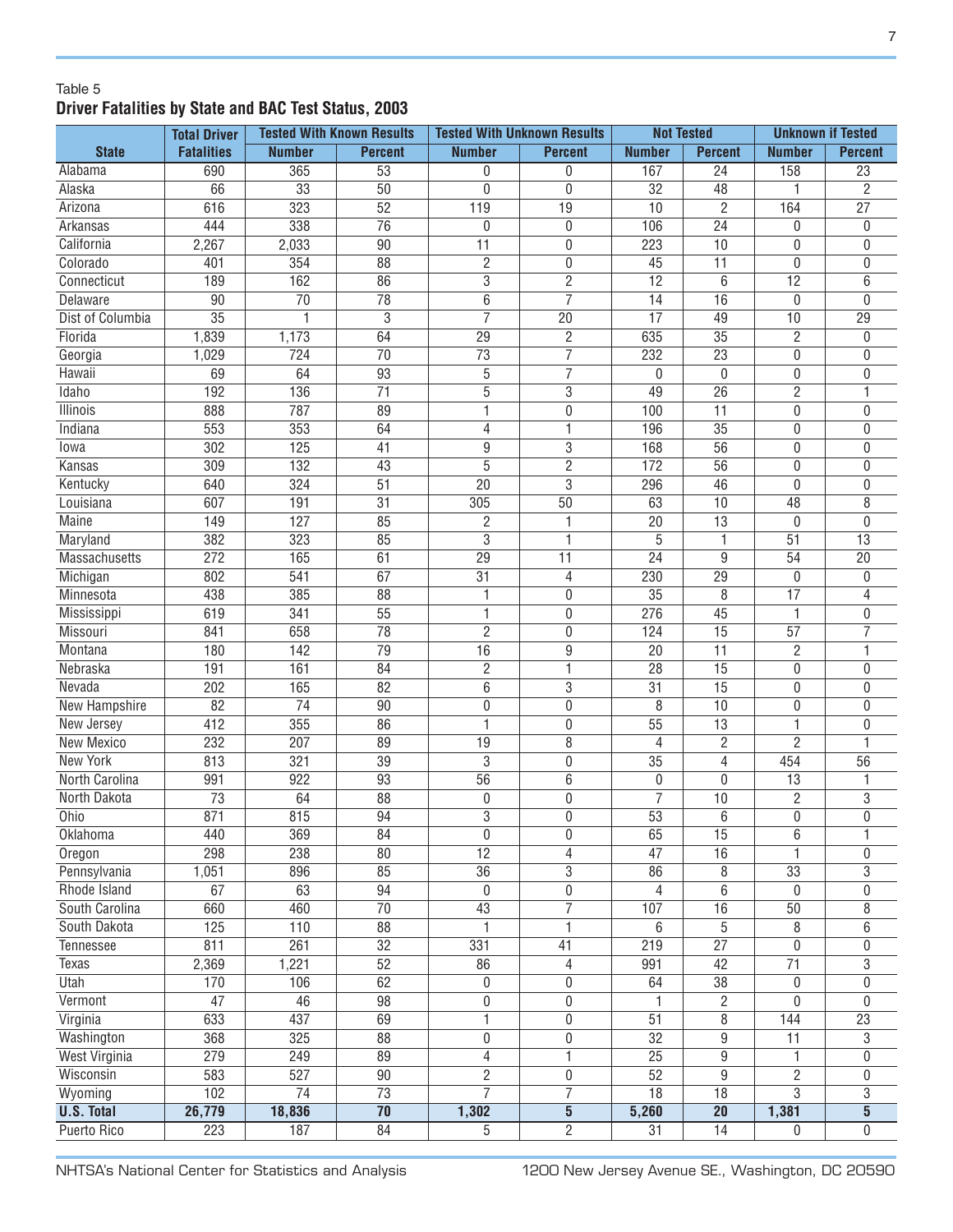Table 5

**Driver Fatalities by State and BAC Test Status, 2003**

| State | Total Driver Fatalities | Tested With Known Results | | Tested With Unknown Results | | Not Tested | | Unknown if Tested | |
|---|---|---|---|---|---|---|---|---|---|
| | | Number | Percent | Number | Percent | Number | Percent | Number | Percent |
| Alabama | 690 | 365 | 53 | 0 | 0 | 167 | 24 | 158 | 23 |
| Alaska | 66 | 33 | 50 | 0 | 0 | 32 | 48 | 1 | 2 |
| Arizona | 616 | 323 | 52 | 119 | 19 | 10 | 2 | 164 | 27 |
| Arkansas | 444 | 338 | 76 | 0 | 0 | 106 | 24 | 0 | 0 |
| California | 2,267 | 2,033 | 90 | 11 | 0 | 223 | 10 | 0 | 0 |
| Colorado | 401 | 354 | 88 | 2 | 0 | 45 | 11 | 0 | 0 |
| Connecticut | 189 | 162 | 86 | 3 | 2 | 12 | 6 | 12 | 6 |
| Delaware | 90 | 70 | 78 | 6 | 7 | 14 | 16 | 0 | 0 |
| Dist of Columbia | 35 | 1 | 3 | 7 | 20 | 17 | 49 | 10 | 29 |
| Florida | 1,839 | 1,173 | 64 | 29 | 2 | 635 | 35 | 2 | 0 |
| Georgia | 1,029 | 724 | 70 | 73 | 7 | 232 | 23 | 0 | 0 |
| Hawaii | 69 | 64 | 93 | 5 | 7 | 0 | 0 | 0 | 0 |
| Idaho | 192 | 136 | 71 | 5 | 3 | 49 | 26 | 2 | 1 |
| Illinois | 888 | 787 | 89 | 1 | 0 | 100 | 11 | 0 | 0 |
| Indiana | 553 | 353 | 64 | 4 | 1 | 196 | 35 | 0 | 0 |
| Iowa | 302 | 125 | 41 | 9 | 3 | 168 | 56 | 0 | 0 |
| Kansas | 309 | 132 | 43 | 5 | 2 | 172 | 56 | 0 | 0 |
| Kentucky | 640 | 324 | 51 | 20 | 3 | 296 | 46 | 0 | 0 |
| Louisiana | 607 | 191 | 31 | 305 | 50 | 63 | 10 | 48 | 8 |
| Maine | 149 | 127 | 85 | 2 | 1 | 20 | 13 | 0 | 0 |
| Maryland | 382 | 323 | 85 | 3 | 1 | 5 | 1 | 51 | 13 |
| Massachusetts | 272 | 165 | 61 | 29 | 11 | 24 | 9 | 54 | 20 |
| Michigan | 802 | 541 | 67 | 31 | 4 | 230 | 29 | 0 | 0 |
| Minnesota | 438 | 385 | 88 | 1 | 0 | 35 | 8 | 17 | 4 |
| Mississippi | 619 | 341 | 55 | 1 | 0 | 276 | 45 | 1 | 0 |
| Missouri | 841 | 658 | 78 | 2 | 0 | 124 | 15 | 57 | 7 |
| Montana | 180 | 142 | 79 | 16 | 9 | 20 | 11 | 2 | 1 |
| Nebraska | 191 | 161 | 84 | 2 | 1 | 28 | 15 | 0 | 0 |
| Nevada | 202 | 165 | 82 | 6 | 3 | 31 | 15 | 0 | 0 |
| New Hampshire | 82 | 74 | 90 | 0 | 0 | 8 | 10 | 0 | 0 |
| New Jersey | 412 | 355 | 86 | 1 | 0 | 55 | 13 | 1 | 0 |
| New Mexico | 232 | 207 | 89 | 19 | 8 | 4 | 2 | 2 | 1 |
| New York | 813 | 321 | 39 | 3 | 0 | 35 | 4 | 454 | 56 |
| North Carolina | 991 | 922 | 93 | 56 | 6 | 0 | 0 | 13 | 1 |
| North Dakota | 73 | 64 | 88 | 0 | 0 | 7 | 10 | 2 | 3 |
| Ohio | 871 | 815 | 94 | 3 | 0 | 53 | 6 | 0 | 0 |
| Oklahoma | 440 | 369 | 84 | 0 | 0 | 65 | 15 | 6 | 1 |
| Oregon | 298 | 238 | 80 | 12 | 4 | 47 | 16 | 1 | 0 |
| Pennsylvania | 1,051 | 896 | 85 | 36 | 3 | 86 | 8 | 33 | 3 |
| Rhode Island | 67 | 63 | 94 | 0 | 0 | 4 | 6 | 0 | 0 |
| South Carolina | 660 | 460 | 70 | 43 | 7 | 107 | 16 | 50 | 8 |
| South Dakota | 125 | 110 | 88 | 1 | 1 | 6 | 5 | 8 | 6 |
| Tennessee | 811 | 261 | 32 | 331 | 41 | 219 | 27 | 0 | 0 |
| Texas | 2,369 | 1,221 | 52 | 86 | 4 | 991 | 42 | 71 | 3 |
| Utah | 170 | 106 | 62 | 0 | 0 | 64 | 38 | 0 | 0 |
| Vermont | 47 | 46 | 98 | 0 | 0 | 1 | 2 | 0 | 0 |
| Virginia | 633 | 437 | 69 | 1 | 0 | 51 | 8 | 144 | 23 |
| Washington | 368 | 325 | 88 | 0 | 0 | 32 | 9 | 11 | 3 |
| West Virginia | 279 | 249 | 89 | 4 | 1 | 25 | 9 | 1 | 0 |
| Wisconsin | 583 | 527 | 90 | 2 | 0 | 52 | 9 | 2 | 0 |
| Wyoming | 102 | 74 | 73 | 7 | 7 | 18 | 18 | 3 | 3 |
| **U.S. Total** | **26,779** | **18,836** | **70** | **1,302** | **5** | **5,260** | **20** | **1,381** | **5** |
| Puerto Rico | 223 | 187 | 84 | 5 | 2 | 31 | 14 | 0 | 0 |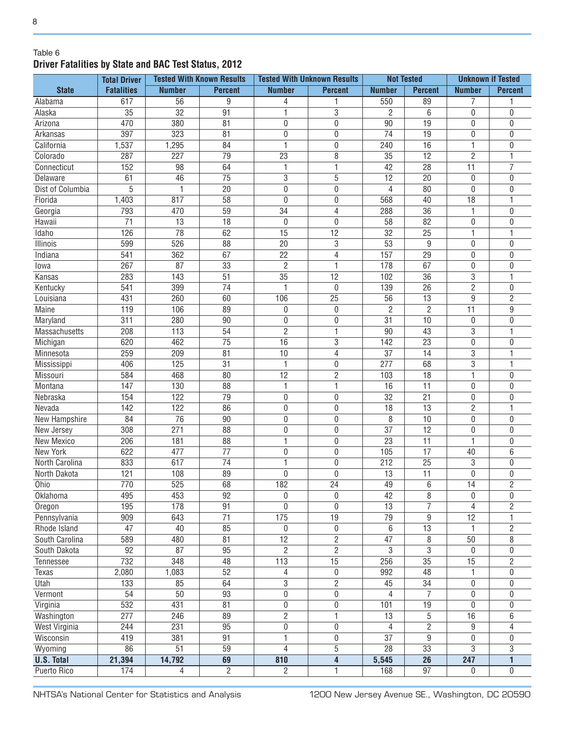Table 6

**Driver Fatalities by State and BAC Test Status, 2012**

| State | Total Driver Fatalities | Tested With Known Results | | Tested With Unknown Results | | Not Tested | | Unknown if Tested | |
|---|---|---|---|---|---|---|---|---|---|
| | | Number | Percent | Number | Percent | Number | Percent | Number | Percent |
| Alabama | 617 | 56 | 9 | 4 | 1 | 550 | 89 | 7 | 1 |
| Alaska | 35 | 32 | 91 | 1 | 3 | 2 | 6 | 0 | 0 |
| Arizona | 470 | 380 | 81 | 0 | 0 | 90 | 19 | 0 | 0 |
| Arkansas | 397 | 323 | 81 | 0 | 0 | 74 | 19 | 0 | 0 |
| California | 1,537 | 1,295 | 84 | 1 | 0 | 240 | 16 | 1 | 0 |
| Colorado | 287 | 227 | 79 | 23 | 8 | 35 | 12 | 2 | 1 |
| Connecticut | 152 | 98 | 64 | 1 | 1 | 42 | 28 | 11 | 7 |
| Delaware | 61 | 46 | 75 | 3 | 5 | 12 | 20 | 0 | 0 |
| Dist of Columbia | 5 | 1 | 20 | 0 | 0 | 4 | 80 | 0 | 0 |
| Florida | 1,403 | 817 | 58 | 0 | 0 | 568 | 40 | 18 | 1 |
| Georgia | 793 | 470 | 59 | 34 | 4 | 288 | 36 | 1 | 0 |
| Hawaii | 71 | 13 | 18 | 0 | 0 | 58 | 82 | 0 | 0 |
| Idaho | 126 | 78 | 62 | 15 | 12 | 32 | 25 | 1 | 1 |
| Illinois | 599 | 526 | 88 | 20 | 3 | 53 | 9 | 0 | 0 |
| Indiana | 541 | 362 | 67 | 22 | 4 | 157 | 29 | 0 | 0 |
| Iowa | 267 | 87 | 33 | 2 | 1 | 178 | 67 | 0 | 0 |
| Kansas | 283 | 143 | 51 | 35 | 12 | 102 | 36 | 3 | 1 |
| Kentucky | 541 | 399 | 74 | 1 | 0 | 139 | 26 | 2 | 0 |
| Louisiana | 431 | 260 | 60 | 106 | 25 | 56 | 13 | 9 | 2 |
| Maine | 119 | 106 | 89 | 0 | 0 | 2 | 2 | 11 | 9 |
| Maryland | 311 | 280 | 90 | 0 | 0 | 31 | 10 | 0 | 0 |
| Massachusetts | 208 | 113 | 54 | 2 | 1 | 90 | 43 | 3 | 1 |
| Michigan | 620 | 462 | 75 | 16 | 3 | 142 | 23 | 0 | 0 |
| Minnesota | 259 | 209 | 81 | 10 | 4 | 37 | 14 | 3 | 1 |
| Mississippi | 406 | 125 | 31 | 1 | 0 | 277 | 68 | 3 | 1 |
| Missouri | 584 | 468 | 80 | 12 | 2 | 103 | 18 | 1 | 0 |
| Montana | 147 | 130 | 88 | 1 | 1 | 16 | 11 | 0 | 0 |
| Nebraska | 154 | 122 | 79 | 0 | 0 | 32 | 21 | 0 | 0 |
| Nevada | 142 | 122 | 86 | 0 | 0 | 18 | 13 | 2 | 1 |
| New Hampshire | 84 | 76 | 90 | 0 | 0 | 8 | 10 | 0 | 0 |
| New Jersey | 308 | 271 | 88 | 0 | 0 | 37 | 12 | 0 | 0 |
| New Mexico | 206 | 181 | 88 | 1 | 0 | 23 | 11 | 1 | 0 |
| New York | 622 | 477 | 77 | 0 | 0 | 105 | 17 | 40 | 6 |
| North Carolina | 833 | 617 | 74 | 1 | 0 | 212 | 25 | 3 | 0 |
| North Dakota | 121 | 108 | 89 | 0 | 0 | 13 | 11 | 0 | 0 |
| Ohio | 770 | 525 | 68 | 182 | 24 | 49 | 6 | 14 | 2 |
| Oklahoma | 495 | 453 | 92 | 0 | 0 | 42 | 8 | 0 | 0 |
| Oregon | 195 | 178 | 91 | 0 | 0 | 13 | 7 | 4 | 2 |
| Pennsylvania | 909 | 643 | 71 | 175 | 19 | 79 | 9 | 12 | 1 |
| Rhode Island | 47 | 40 | 85 | 0 | 0 | 6 | 13 | 1 | 2 |
| South Carolina | 589 | 480 | 81 | 12 | 2 | 47 | 8 | 50 | 8 |
| South Dakota | 92 | 87 | 95 | 2 | 2 | 3 | 3 | 0 | 0 |
| Tennessee | 732 | 348 | 48 | 113 | 15 | 256 | 35 | 15 | 2 |
| Texas | 2,080 | 1,083 | 52 | 4 | 0 | 992 | 48 | 1 | 0 |
| Utah | 133 | 85 | 64 | 3 | 2 | 45 | 34 | 0 | 0 |
| Vermont | 54 | 50 | 93 | 0 | 0 | 4 | 7 | 0 | 0 |
| Virginia | 532 | 431 | 81 | 0 | 0 | 101 | 19 | 0 | 0 |
| Washington | 277 | 246 | 89 | 2 | 1 | 13 | 5 | 16 | 6 |
| West Virginia | 244 | 231 | 95 | 0 | 0 | 4 | 2 | 9 | 4 |
| Wisconsin | 419 | 381 | 91 | 1 | 0 | 37 | 9 | 0 | 0 |
| Wyoming | 86 | 51 | 59 | 4 | 5 | 28 | 33 | 3 | 3 |
| **U.S. Total** | **21,394** | **14,792** | **69** | **810** | **4** | **5,545** | **26** | **247** | **1** |
| Puerto Rico | 174 | 4 | 2 | 2 | 1 | 168 | 97 | 0 | 0 |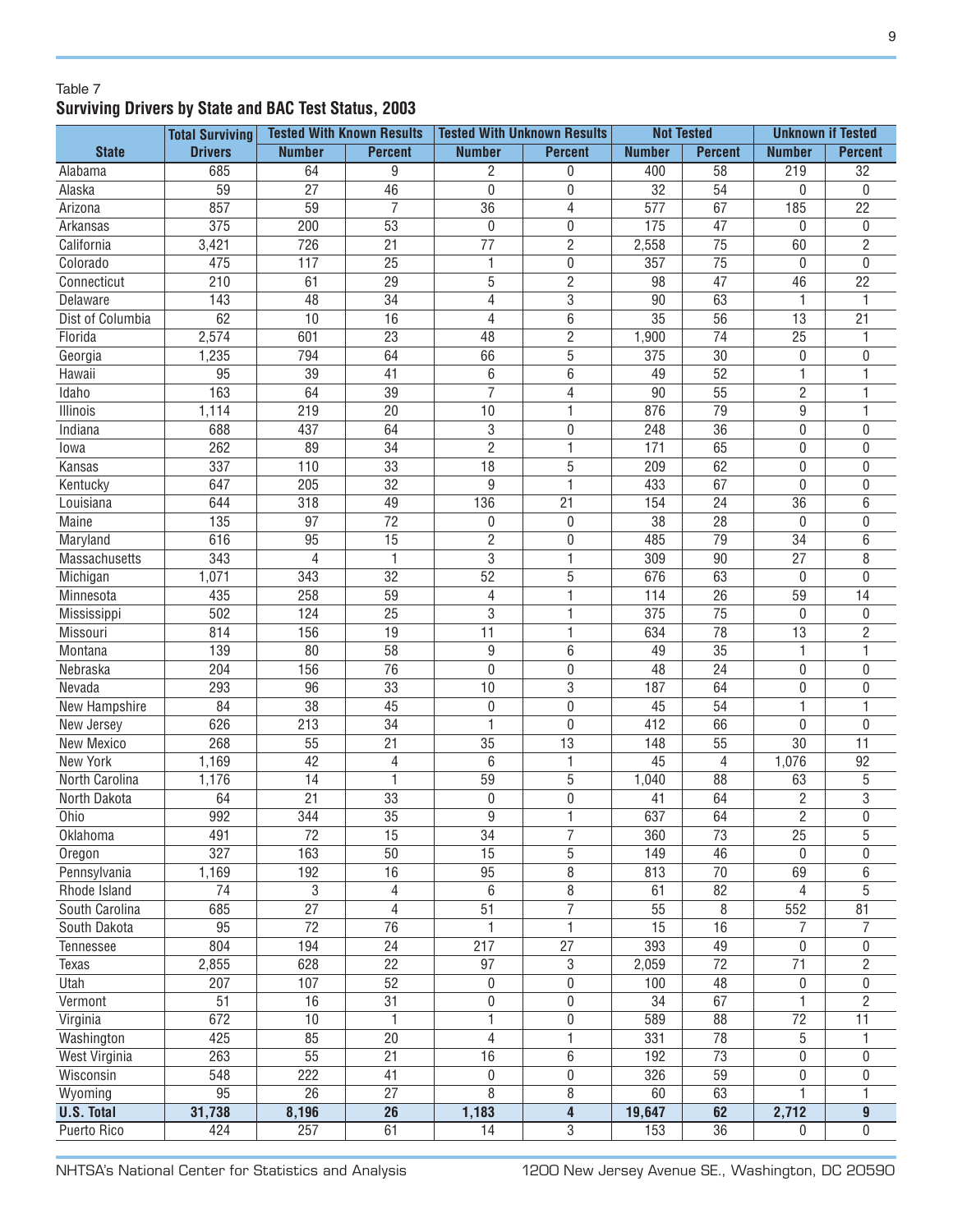Table 7

**Surviving Drivers by State and BAC Test Status, 2003**

| State | Total Surviving Drivers | Tested With Known Results | | Tested With Unknown Results | | Not Tested | | Unknown if Tested | |
|---|---|---|---|---|---|---|---|---|---|
| | | Number | Percent | Number | Percent | Number | Percent | Number | Percent |
| Alabama | 685 | 64 | 9 | 2 | 0 | 400 | 58 | 219 | 32 |
| Alaska | 59 | 27 | 46 | 0 | 0 | 32 | 54 | 0 | 0 |
| Arizona | 857 | 59 | 7 | 36 | 4 | 577 | 67 | 185 | 22 |
| Arkansas | 375 | 200 | 53 | 0 | 0 | 175 | 47 | 0 | 0 |
| California | 3,421 | 726 | 21 | 77 | 2 | 2,558 | 75 | 60 | 2 |
| Colorado | 475 | 117 | 25 | 1 | 0 | 357 | 75 | 0 | 0 |
| Connecticut | 210 | 61 | 29 | 5 | 2 | 98 | 47 | 46 | 22 |
| Delaware | 143 | 48 | 34 | 4 | 3 | 90 | 63 | 1 | 1 |
| Dist of Columbia | 62 | 10 | 16 | 4 | 6 | 35 | 56 | 13 | 21 |
| Florida | 2,574 | 601 | 23 | 48 | 2 | 1,900 | 74 | 25 | 1 |
| Georgia | 1,235 | 794 | 64 | 66 | 5 | 375 | 30 | 0 | 0 |
| Hawaii | 95 | 39 | 41 | 6 | 6 | 49 | 52 | 1 | 1 |
| Idaho | 163 | 64 | 39 | 7 | 4 | 90 | 55 | 2 | 1 |
| Illinois | 1,114 | 219 | 20 | 10 | 1 | 876 | 79 | 9 | 1 |
| Indiana | 688 | 437 | 64 | 3 | 0 | 248 | 36 | 0 | 0 |
| Iowa | 262 | 89 | 34 | 2 | 1 | 171 | 65 | 0 | 0 |
| Kansas | 337 | 110 | 33 | 18 | 5 | 209 | 62 | 0 | 0 |
| Kentucky | 647 | 205 | 32 | 9 | 1 | 433 | 67 | 0 | 0 |
| Louisiana | 644 | 318 | 49 | 136 | 21 | 154 | 24 | 36 | 6 |
| Maine | 135 | 97 | 72 | 0 | 0 | 38 | 28 | 0 | 0 |
| Maryland | 616 | 95 | 15 | 2 | 0 | 485 | 79 | 34 | 6 |
| Massachusetts | 343 | 4 | 1 | 3 | 1 | 309 | 90 | 27 | 8 |
| Michigan | 1,071 | 343 | 32 | 52 | 5 | 676 | 63 | 0 | 0 |
| Minnesota | 435 | 258 | 59 | 4 | 1 | 114 | 26 | 59 | 14 |
| Mississippi | 502 | 124 | 25 | 3 | 1 | 375 | 75 | 0 | 0 |
| Missouri | 814 | 156 | 19 | 11 | 1 | 634 | 78 | 13 | 2 |
| Montana | 139 | 80 | 58 | 9 | 6 | 49 | 35 | 1 | 1 |
| Nebraska | 204 | 156 | 76 | 0 | 0 | 48 | 24 | 0 | 0 |
| Nevada | 293 | 96 | 33 | 10 | 3 | 187 | 64 | 0 | 0 |
| New Hampshire | 84 | 38 | 45 | 0 | 0 | 45 | 54 | 1 | 1 |
| New Jersey | 626 | 213 | 34 | 1 | 0 | 412 | 66 | 0 | 0 |
| New Mexico | 268 | 55 | 21 | 35 | 13 | 148 | 55 | 30 | 11 |
| New York | 1,169 | 42 | 4 | 6 | 1 | 45 | 4 | 1,076 | 92 |
| North Carolina | 1,176 | 14 | 1 | 59 | 5 | 1,040 | 88 | 63 | 5 |
| North Dakota | 64 | 21 | 33 | 0 | 0 | 41 | 64 | 2 | 3 |
| Ohio | 992 | 344 | 35 | 9 | 1 | 637 | 64 | 2 | 0 |
| Oklahoma | 491 | 72 | 15 | 34 | 7 | 360 | 73 | 25 | 5 |
| Oregon | 327 | 163 | 50 | 15 | 5 | 149 | 46 | 0 | 0 |
| Pennsylvania | 1,169 | 192 | 16 | 95 | 8 | 813 | 70 | 69 | 6 |
| Rhode Island | 74 | 3 | 4 | 6 | 8 | 61 | 82 | 4 | 5 |
| South Carolina | 685 | 27 | 4 | 51 | 7 | 55 | 8 | 552 | 81 |
| South Dakota | 95 | 72 | 76 | 1 | 1 | 15 | 16 | 7 | 7 |
| Tennessee | 804 | 194 | 24 | 217 | 27 | 393 | 49 | 0 | 0 |
| Texas | 2,855 | 628 | 22 | 97 | 3 | 2,059 | 72 | 71 | 2 |
| Utah | 207 | 107 | 52 | 0 | 0 | 100 | 48 | 0 | 0 |
| Vermont | 51 | 16 | 31 | 0 | 0 | 34 | 67 | 1 | 2 |
| Virginia | 672 | 10 | 1 | 1 | 0 | 589 | 88 | 72 | 11 |
| Washington | 425 | 85 | 20 | 4 | 1 | 331 | 78 | 5 | 1 |
| West Virginia | 263 | 55 | 21 | 16 | 6 | 192 | 73 | 0 | 0 |
| Wisconsin | 548 | 222 | 41 | 0 | 0 | 326 | 59 | 0 | 0 |
| Wyoming | 95 | 26 | 27 | 8 | 8 | 60 | 63 | 1 | 1 |
| **U.S. Total** | **31,738** | **8,196** | **26** | **1,183** | **4** | **19,647** | **62** | **2,712** | **9** |
| Puerto Rico | 424 | 257 | 61 | 14 | 3 | 153 | 36 | 0 | 0 |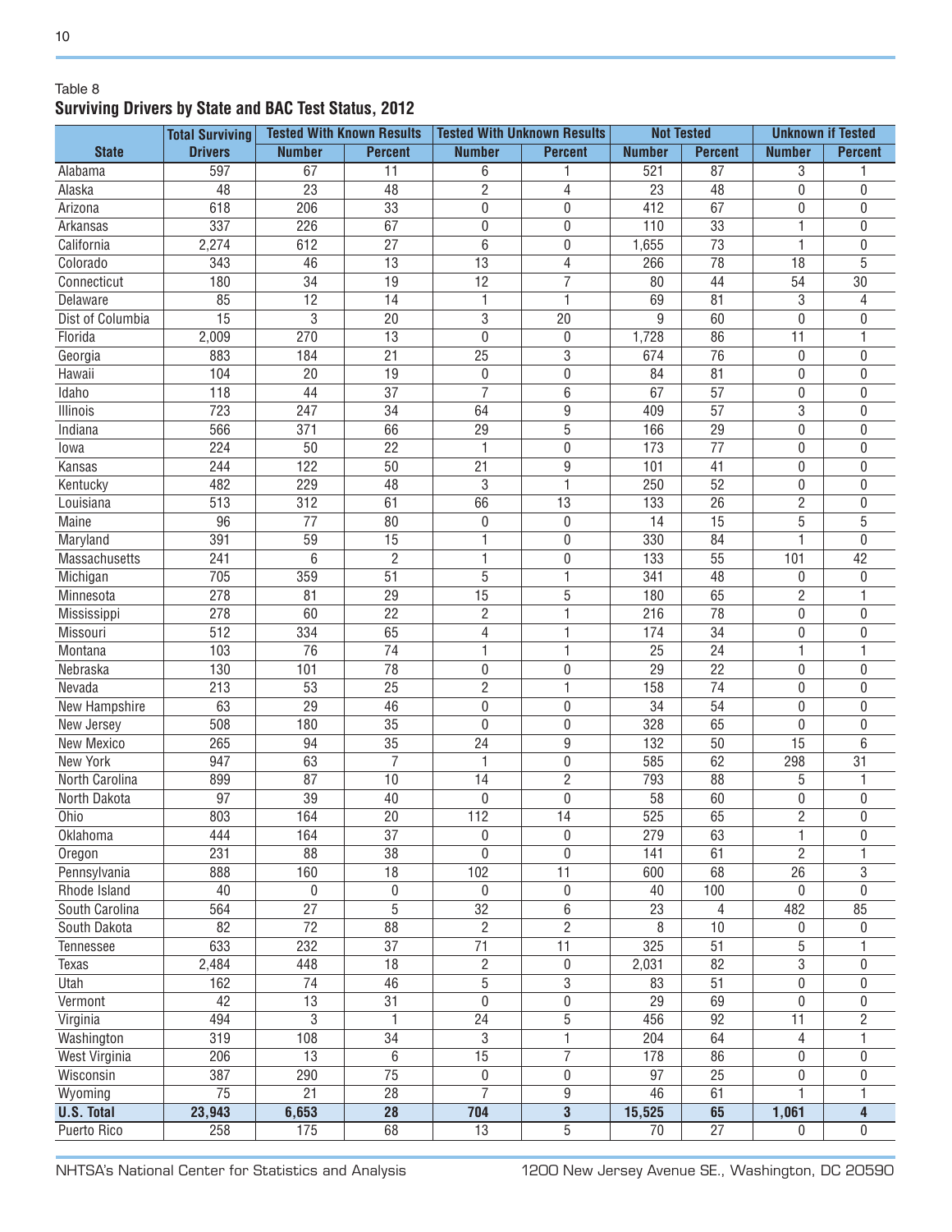Table 8

**Surviving Drivers by State and BAC Test Status, 2012**

| State | Total Surviving Drivers | Tested With Known Results | | Tested With Unknown Results | | Not Tested | | Unknown if Tested | |
|---|---|---|---|---|---|---|---|---|---|
| | | Number | Percent | Number | Percent | Number | Percent | Number | Percent |
| Alabama | 597 | 67 | 11 | 6 | 1 | 521 | 87 | 3 | 1 |
| Alaska | 48 | 23 | 48 | 2 | 4 | 23 | 48 | 0 | 0 |
| Arizona | 618 | 206 | 33 | 0 | 0 | 412 | 67 | 0 | 0 |
| Arkansas | 337 | 226 | 67 | 0 | 0 | 110 | 33 | 1 | 0 |
| California | 2,274 | 612 | 27 | 6 | 0 | 1,655 | 73 | 1 | 0 |
| Colorado | 343 | 46 | 13 | 13 | 4 | 266 | 78 | 18 | 5 |
| Connecticut | 180 | 34 | 19 | 12 | 7 | 80 | 44 | 54 | 30 |
| Delaware | 85 | 12 | 14 | 1 | 1 | 69 | 81 | 3 | 4 |
| Dist of Columbia | 15 | 3 | 20 | 3 | 20 | 9 | 60 | 0 | 0 |
| Florida | 2,009 | 270 | 13 | 0 | 0 | 1,728 | 86 | 11 | 1 |
| Georgia | 883 | 184 | 21 | 25 | 3 | 674 | 76 | 0 | 0 |
| Hawaii | 104 | 20 | 19 | 0 | 0 | 84 | 81 | 0 | 0 |
| Idaho | 118 | 44 | 37 | 7 | 6 | 67 | 57 | 0 | 0 |
| Illinois | 723 | 247 | 34 | 64 | 9 | 409 | 57 | 3 | 0 |
| Indiana | 566 | 371 | 66 | 29 | 5 | 166 | 29 | 0 | 0 |
| Iowa | 224 | 50 | 22 | 1 | 0 | 173 | 77 | 0 | 0 |
| Kansas | 244 | 122 | 50 | 21 | 9 | 101 | 41 | 0 | 0 |
| Kentucky | 482 | 229 | 48 | 3 | 1 | 250 | 52 | 0 | 0 |
| Louisiana | 513 | 312 | 61 | 66 | 13 | 133 | 26 | 2 | 0 |
| Maine | 96 | 77 | 80 | 0 | 0 | 14 | 15 | 5 | 5 |
| Maryland | 391 | 59 | 15 | 1 | 0 | 330 | 84 | 1 | 0 |
| Massachusetts | 241 | 6 | 2 | 1 | 0 | 133 | 55 | 101 | 42 |
| Michigan | 705 | 359 | 51 | 5 | 1 | 341 | 48 | 0 | 0 |
| Minnesota | 278 | 81 | 29 | 15 | 5 | 180 | 65 | 2 | 1 |
| Mississippi | 278 | 60 | 22 | 2 | 1 | 216 | 78 | 0 | 0 |
| Missouri | 512 | 334 | 65 | 4 | 1 | 174 | 34 | 0 | 0 |
| Montana | 103 | 76 | 74 | 1 | 1 | 25 | 24 | 1 | 1 |
| Nebraska | 130 | 101 | 78 | 0 | 0 | 29 | 22 | 0 | 0 |
| Nevada | 213 | 53 | 25 | 2 | 1 | 158 | 74 | 0 | 0 |
| New Hampshire | 63 | 29 | 46 | 0 | 0 | 34 | 54 | 0 | 0 |
| New Jersey | 508 | 180 | 35 | 0 | 0 | 328 | 65 | 0 | 0 |
| New Mexico | 265 | 94 | 35 | 24 | 9 | 132 | 50 | 15 | 6 |
| New York | 947 | 63 | 7 | 1 | 0 | 585 | 62 | 298 | 31 |
| North Carolina | 899 | 87 | 10 | 14 | 2 | 793 | 88 | 5 | 1 |
| North Dakota | 97 | 39 | 40 | 0 | 0 | 58 | 60 | 0 | 0 |
| Ohio | 803 | 164 | 20 | 112 | 14 | 525 | 65 | 2 | 0 |
| Oklahoma | 444 | 164 | 37 | 0 | 0 | 279 | 63 | 1 | 0 |
| Oregon | 231 | 88 | 38 | 0 | 0 | 141 | 61 | 2 | 1 |
| Pennsylvania | 888 | 160 | 18 | 102 | 11 | 600 | 68 | 26 | 3 |
| Rhode Island | 40 | 0 | 0 | 0 | 0 | 40 | 100 | 0 | 0 |
| South Carolina | 564 | 27 | 5 | 32 | 6 | 23 | 4 | 482 | 85 |
| South Dakota | 82 | 72 | 88 | 2 | 2 | 8 | 10 | 0 | 0 |
| Tennessee | 633 | 232 | 37 | 71 | 11 | 325 | 51 | 5 | 1 |
| Texas | 2,484 | 448 | 18 | 2 | 0 | 2,031 | 82 | 3 | 0 |
| Utah | 162 | 74 | 46 | 5 | 3 | 83 | 51 | 0 | 0 |
| Vermont | 42 | 13 | 31 | 0 | 0 | 29 | 69 | 0 | 0 |
| Virginia | 494 | 3 | 1 | 24 | 5 | 456 | 92 | 11 | 2 |
| Washington | 319 | 108 | 34 | 3 | 1 | 204 | 64 | 4 | 1 |
| West Virginia | 206 | 13 | 6 | 15 | 7 | 178 | 86 | 0 | 0 |
| Wisconsin | 387 | 290 | 75 | 0 | 0 | 97 | 25 | 0 | 0 |
| Wyoming | 75 | 21 | 28 | 7 | 9 | 46 | 61 | 1 | 1 |
| **U.S. Total** | **23,943** | **6,653** | **28** | **704** | **3** | **15,525** | **65** | **1,061** | **4** |
| Puerto Rico | 258 | 175 | 68 | 13 | 5 | 70 | 27 | 0 | 0 |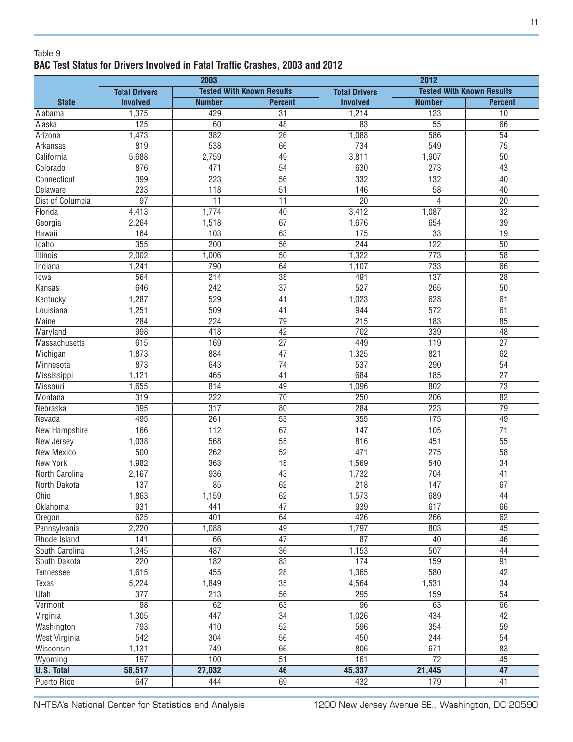Table 9

**BAC Test Status for Drivers Involved in Fatal Traffic Crashes, 2003 and 2012**

| State | 2003 | | | 2012 | | |
|---|---|---|---|---|---|---|
| | Total Drivers Involved | Tested With Known Results | | Total Drivers Involved | Tested With Known Results | |
| | | Number | Percent | | Number | Percent |
| Alabama | 1,375 | 429 | 31 | 1,214 | 123 | 10 |
| Alaska | 125 | 60 | 48 | 83 | 55 | 66 |
| Arizona | 1,473 | 382 | 26 | 1,088 | 586 | 54 |
| Arkansas | 819 | 538 | 66 | 734 | 549 | 75 |
| California | 5,688 | 2,759 | 49 | 3,811 | 1,907 | 50 |
| Colorado | 876 | 471 | 54 | 630 | 273 | 43 |
| Connecticut | 399 | 223 | 56 | 332 | 132 | 40 |
| Delaware | 233 | 118 | 51 | 146 | 58 | 40 |
| Dist of Columbia | 97 | 11 | 11 | 20 | 4 | 20 |
| Florida | 4,413 | 1,774 | 40 | 3,412 | 1,087 | 32 |
| Georgia | 2,264 | 1,518 | 67 | 1,676 | 654 | 39 |
| Hawaii | 164 | 103 | 63 | 175 | 33 | 19 |
| Idaho | 355 | 200 | 56 | 244 | 122 | 50 |
| Illinois | 2,002 | 1,006 | 50 | 1,322 | 773 | 58 |
| Indiana | 1,241 | 790 | 64 | 1,107 | 733 | 66 |
| Iowa | 564 | 214 | 38 | 491 | 137 | 28 |
| Kansas | 646 | 242 | 37 | 527 | 265 | 50 |
| Kentucky | 1,287 | 529 | 41 | 1,023 | 628 | 61 |
| Louisiana | 1,251 | 509 | 41 | 944 | 572 | 61 |
| Maine | 284 | 224 | 79 | 215 | 183 | 85 |
| Maryland | 998 | 418 | 42 | 702 | 339 | 48 |
| Massachusetts | 615 | 169 | 27 | 449 | 119 | 27 |
| Michigan | 1,873 | 884 | 47 | 1,325 | 821 | 62 |
| Minnesota | 873 | 643 | 74 | 537 | 290 | 54 |
| Mississippi | 1,121 | 465 | 41 | 684 | 185 | 27 |
| Missouri | 1,655 | 814 | 49 | 1,096 | 802 | 73 |
| Montana | 319 | 222 | 70 | 250 | 206 | 82 |
| Nebraska | 395 | 317 | 80 | 284 | 223 | 79 |
| Nevada | 495 | 261 | 53 | 355 | 175 | 49 |
| New Hampshire | 166 | 112 | 67 | 147 | 105 | 71 |
| New Jersey | 1,038 | 568 | 55 | 816 | 451 | 55 |
| New Mexico | 500 | 262 | 52 | 471 | 275 | 58 |
| New York | 1,982 | 363 | 18 | 1,569 | 540 | 34 |
| North Carolina | 2,167 | 936 | 43 | 1,732 | 704 | 41 |
| North Dakota | 137 | 85 | 62 | 218 | 147 | 67 |
| Ohio | 1,863 | 1,159 | 62 | 1,573 | 689 | 44 |
| Oklahoma | 931 | 441 | 47 | 939 | 617 | 66 |
| Oregon | 625 | 401 | 64 | 426 | 266 | 62 |
| Pennsylvania | 2,220 | 1,088 | 49 | 1,797 | 803 | 45 |
| Rhode Island | 141 | 66 | 47 | 87 | 40 | 46 |
| South Carolina | 1,345 | 487 | 36 | 1,153 | 507 | 44 |
| South Dakota | 220 | 182 | 83 | 174 | 159 | 91 |
| Tennessee | 1,615 | 455 | 28 | 1,365 | 580 | 42 |
| Texas | 5,224 | 1,849 | 35 | 4,564 | 1,531 | 34 |
| Utah | 377 | 213 | 56 | 295 | 159 | 54 |
| Vermont | 98 | 62 | 63 | 96 | 63 | 66 |
| Virginia | 1,305 | 447 | 34 | 1,026 | 434 | 42 |
| Washington | 793 | 410 | 52 | 596 | 354 | 59 |
| West Virginia | 542 | 304 | 56 | 450 | 244 | 54 |
| Wisconsin | 1,131 | 749 | 66 | 806 | 671 | 83 |
| Wyoming | 197 | 100 | 51 | 161 | 72 | 45 |
| **U.S. Total** | **58,517** | **27,032** | **46** | **45,337** | **21,445** | **47** |
| Puerto Rico | 647 | 444 | 69 | 432 | 179 | 41 |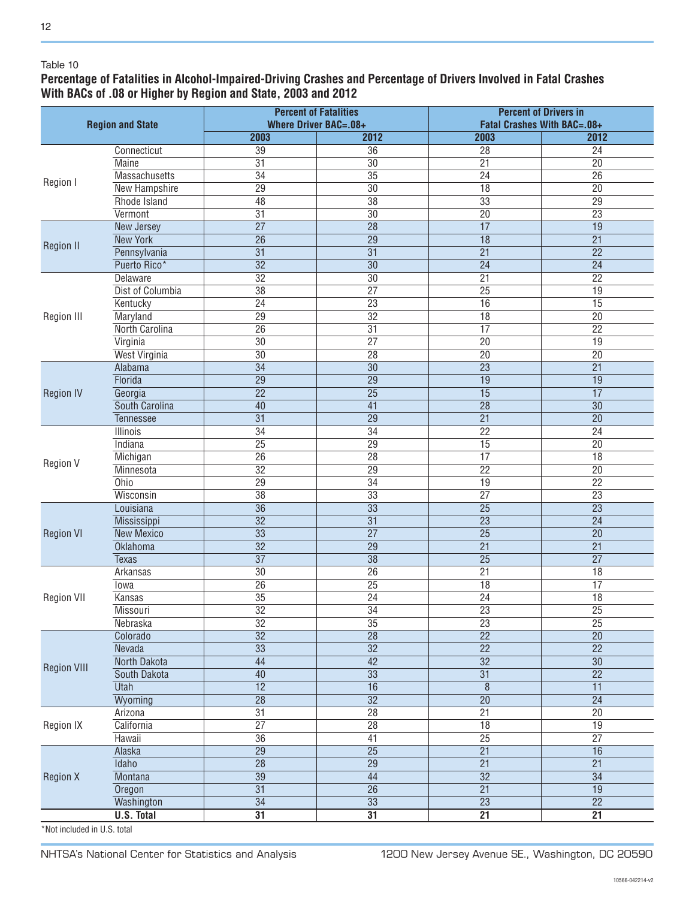Table 10

**Percentage of Fatalities in Alcohol-Impaired-Driving Crashes and Percentage of Drivers Involved in Fatal Crashes With BACs of .08 or Higher by Region and State, 2003 and 2012**

| Region and State | | Percent of Fatalities Where Driver BAC=.08+ | | Percent of Drivers in Fatal Crashes With BAC=.08+ | |
|---|---|---|---|---|---|
| | | 2003 | 2012 | 2003 | 2012 |
| Region I | Connecticut | 39 | 36 | 28 | 24 |
| | Maine | 31 | 30 | 21 | 20 |
| | Massachusetts | 34 | 35 | 24 | 26 |
| | New Hampshire | 29 | 30 | 18 | 20 |
| | Rhode Island | 48 | 38 | 33 | 29 |
| | Vermont | 31 | 30 | 20 | 23 |
| Region II | New Jersey | 27 | 28 | 17 | 19 |
| | New York | 26 | 29 | 18 | 21 |
| | Pennsylvania | 31 | 31 | 21 | 22 |
| | Puerto Rico* | 32 | 30 | 24 | 24 |
| Region III | Delaware | 32 | 30 | 21 | 22 |
| | Dist of Columbia | 38 | 27 | 25 | 19 |
| | Kentucky | 24 | 23 | 16 | 15 |
| | Maryland | 29 | 32 | 18 | 20 |
| | North Carolina | 26 | 31 | 17 | 22 |
| | Virginia | 30 | 27 | 20 | 19 |
| | West Virginia | 30 | 28 | 20 | 20 |
| Region IV | Alabama | 34 | 30 | 23 | 21 |
| | Florida | 29 | 29 | 19 | 19 |
| | Georgia | 22 | 25 | 15 | 17 |
| | South Carolina | 40 | 41 | 28 | 30 |
| | Tennessee | 31 | 29 | 21 | 20 |
| Region V | Illinois | 34 | 34 | 22 | 24 |
| | Indiana | 25 | 29 | 15 | 20 |
| | Michigan | 26 | 28 | 17 | 18 |
| | Minnesota | 32 | 29 | 22 | 20 |
| | Ohio | 29 | 34 | 19 | 22 |
| | Wisconsin | 38 | 33 | 27 | 23 |
| Region VI | Louisiana | 36 | 33 | 25 | 23 |
| | Mississippi | 32 | 31 | 23 | 24 |
| | New Mexico | 33 | 27 | 25 | 20 |
| | Oklahoma | 32 | 29 | 21 | 21 |
| | Texas | 37 | 38 | 25 | 27 |
| Region VII | Arkansas | 30 | 26 | 21 | 18 |
| | Iowa | 26 | 25 | 18 | 17 |
| | Kansas | 35 | 24 | 24 | 18 |
| | Missouri | 32 | 34 | 23 | 25 |
| | Nebraska | 32 | 35 | 23 | 25 |
| Region VIII | Colorado | 32 | 28 | 22 | 20 |
| | Nevada | 33 | 32 | 22 | 22 |
| | North Dakota | 44 | 42 | 32 | 30 |
| | South Dakota | 40 | 33 | 31 | 22 |
| | Utah | 12 | 16 | 8 | 11 |
| | Wyoming | 28 | 32 | 20 | 24 |
| Region IX | Arizona | 31 | 28 | 21 | 20 |
| | California | 27 | 28 | 18 | 19 |
| | Hawaii | 36 | 41 | 25 | 27 |
| Region X | Alaska | 29 | 25 | 21 | 16 |
| | Idaho | 28 | 29 | 21 | 21 |
| | Montana | 39 | 44 | 32 | 34 |
| | Oregon | 31 | 26 | 21 | 19 |
| | Washington | 34 | 33 | 23 | 22 |
| | **U.S. Total** | **31** | **31** | **21** | **21** |

*Not included in U.S. total

NHTSA's National Center for Statistics and Analysis 1200 New Jersey Avenue SE., Washington, DC 20590

10566-042214-v2